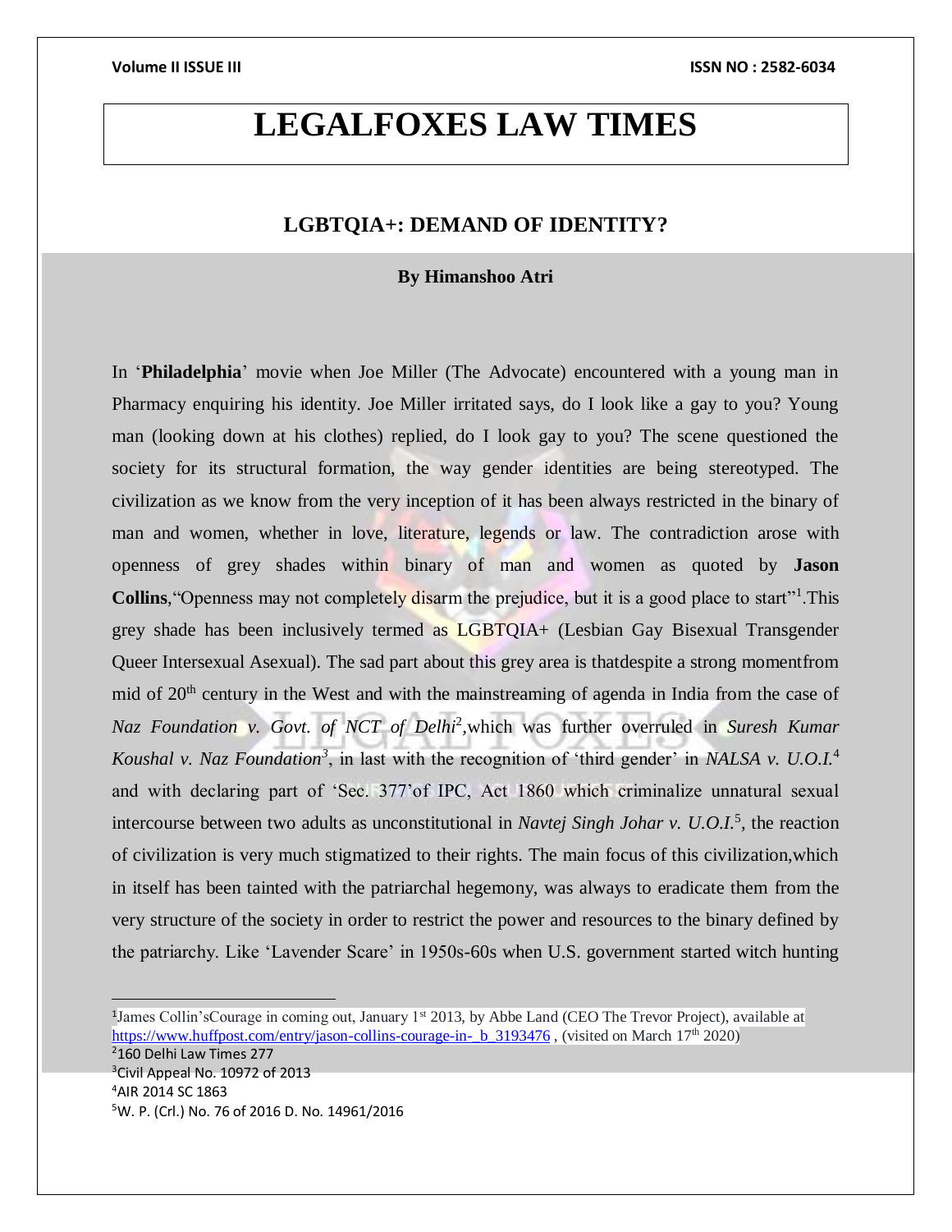# LEGALFOXES LAW TIMES

## LGBTQIA+: DEMAND OF IDENTITY?

**By Himanshoo Atri**

In '**Philadelphia**' movie when Joe Miller (The Advocate) encountered with a young man in Pharmacy enquiring his identity. Joe Miller irritated says, do I look like a gay to you? Young man (looking down at his clothes) replied, do I look gay to you? The scene questioned the society for its structural formation, the way gender identities are being stereotyped. The civilization as we know from the very inception of it has been always restricted in the binary of man and women, whether in love, literature, legends or law. The contradiction arose with openness of grey shades within binary of man and women as quoted by **Jason Collins**,"Openness may not completely disarm the prejudice, but it is a good place to start"[1].This grey shade has been inclusively termed as LGBTQIA+ (Lesbian Gay Bisexual Transgender Queer Intersexual Asexual). The sad part about this grey area is thatdespite a strong momentfrom mid of 20th century in the West and with the mainstreaming of agenda in India from the case of *Naz Foundation v. Govt. of NCT of Delhi*[2],which was further overruled in *Suresh Kumar Koushal v. Naz Foundation*[3], in last with the recognition of 'third gender' in *NALSA v. U.O.I.*[4] and with declaring part of 'Sec. 377'of IPC, Act 1860 which criminalize unnatural sexual intercourse between two adults as unconstitutional in *Navtej Singh Johar v. U.O.I.*[5], the reaction of civilization is very much stigmatized to their rights. The main focus of this civilization,which in itself has been tainted with the patriarchal hegemony, was always to eradicate them from the very structure of the society in order to restrict the power and resources to the binary defined by the patriarchy. Like 'Lavender Scare' in 1950s-60s when U.S. government started witch hunting

---

[1] James Collin'sCourage in coming out, January 1st 2013, by Abbe Land (CEO The Trevor Project), available at https://www.huffpost.com/entry/jason-collins-courage-in-_b_3193476 , (visited on March 17th 2020)

[2] 160 Delhi Law Times 277

[3] Civil Appeal No. 10972 of 2013

[4] AIR 2014 SC 1863

[5] W. P. (Crl.) No. 76 of 2016 D. No. 14961/2016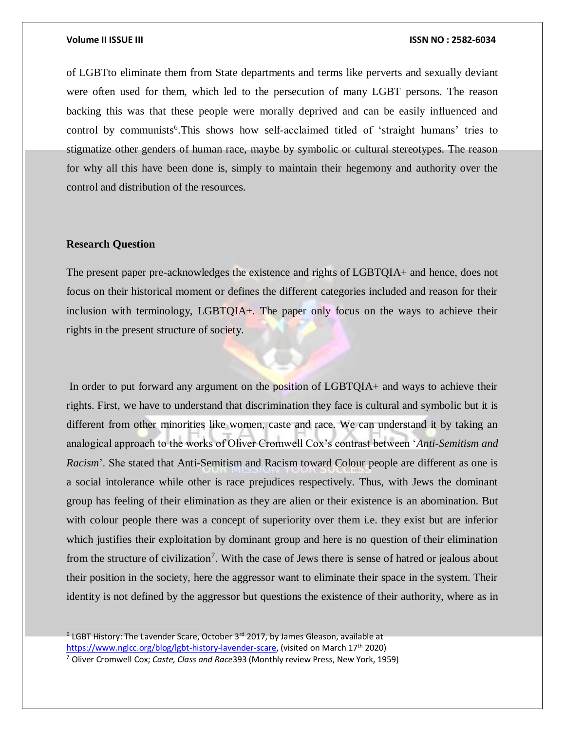of LGBTto eliminate them from State departments and terms like perverts and sexually deviant were often used for them, which led to the persecution of many LGBT persons. The reason backing this was that these people were morally deprived and can be easily influenced and control by communists[6].This shows how self-acclaimed titled of 'straight humans' tries to stigmatize other genders of human race, maybe by symbolic or cultural stereotypes. The reason for why all this have been done is, simply to maintain their hegemony and authority over the control and distribution of the resources.

**Research Question**

The present paper pre-acknowledges the existence and rights of LGBTQIA+ and hence, does not focus on their historical moment or defines the different categories included and reason for their inclusion with terminology, LGBTQIA+. The paper only focus on the ways to achieve their rights in the present structure of society.

In order to put forward any argument on the position of LGBTQIA+ and ways to achieve their rights. First, we have to understand that discrimination they face is cultural and symbolic but it is different from other minorities like women, caste and race. We can understand it by taking an analogical approach to the works of Oliver Cromwell Cox's contrast between '*Anti-Semitism and Racism*'. She stated that Anti-Semitism and Racism toward Colour people are different as one is a social intolerance while other is race prejudices respectively. Thus, with Jews the dominant group has feeling of their elimination as they are alien or their existence is an abomination. But with colour people there was a concept of superiority over them i.e. they exist but are inferior which justifies their exploitation by dominant group and here is no question of their elimination from the structure of civilization[7]. With the case of Jews there is sense of hatred or jealous about their position in the society, here the aggressor want to eliminate their space in the system. Their identity is not defined by the aggressor but questions the existence of their authority, where as in

---

[6] LGBT History: The Lavender Scare, October 3rd 2017, by James Gleason, available at https://www.nglcc.org/blog/lgbt-history-lavender-scare, (visited on March 17th 2020)

[7] Oliver Cromwell Cox; *Caste, Class and Race*393 (Monthly review Press, New York, 1959)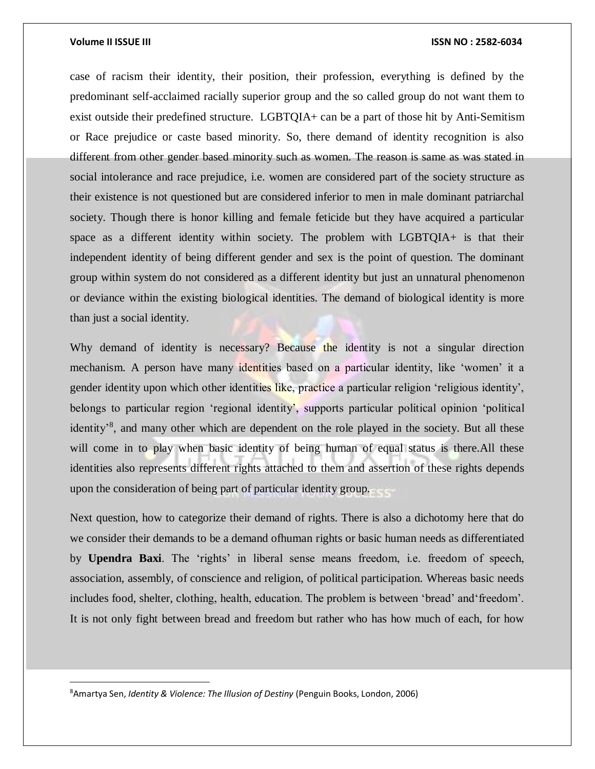case of racism their identity, their position, their profession, everything is defined by the predominant self-acclaimed racially superior group and the so called group do not want them to exist outside their predefined structure. LGBTQIA+ can be a part of those hit by Anti-Semitism or Race prejudice or caste based minority. So, there demand of identity recognition is also different from other gender based minority such as women. The reason is same as was stated in social intolerance and race prejudice, i.e. women are considered part of the society structure as their existence is not questioned but are considered inferior to men in male dominant patriarchal society. Though there is honor killing and female feticide but they have acquired a particular space as a different identity within society. The problem with LGBTQIA+ is that their independent identity of being different gender and sex is the point of question. The dominant group within system do not considered as a different identity but just an unnatural phenomenon or deviance within the existing biological identities. The demand of biological identity is more than just a social identity.

Why demand of identity is necessary? Because the identity is not a singular direction mechanism. A person have many identities based on a particular identity, like 'women' it a gender identity upon which other identities like, practice a particular religion 'religious identity', belongs to particular region 'regional identity', supports particular political opinion 'political identity'[8], and many other which are dependent on the role played in the society. But all these will come in to play when basic identity of being human of equal status is there.All these identities also represents different rights attached to them and assertion of these rights depends upon the consideration of being part of particular identity group.

Next question, how to categorize their demand of rights. There is also a dichotomy here that do we consider their demands to be a demand ofhuman rights or basic human needs as differentiated by **Upendra Baxi**. The 'rights' in liberal sense means freedom, i.e. freedom of speech, association, assembly, of conscience and religion, of political participation. Whereas basic needs includes food, shelter, clothing, health, education. The problem is between 'bread' and'freedom'. It is not only fight between bread and freedom but rather who has how much of each, for how

[8] Amartya Sen, *Identity & Violence: The Illusion of Destiny* (Penguin Books, London, 2006)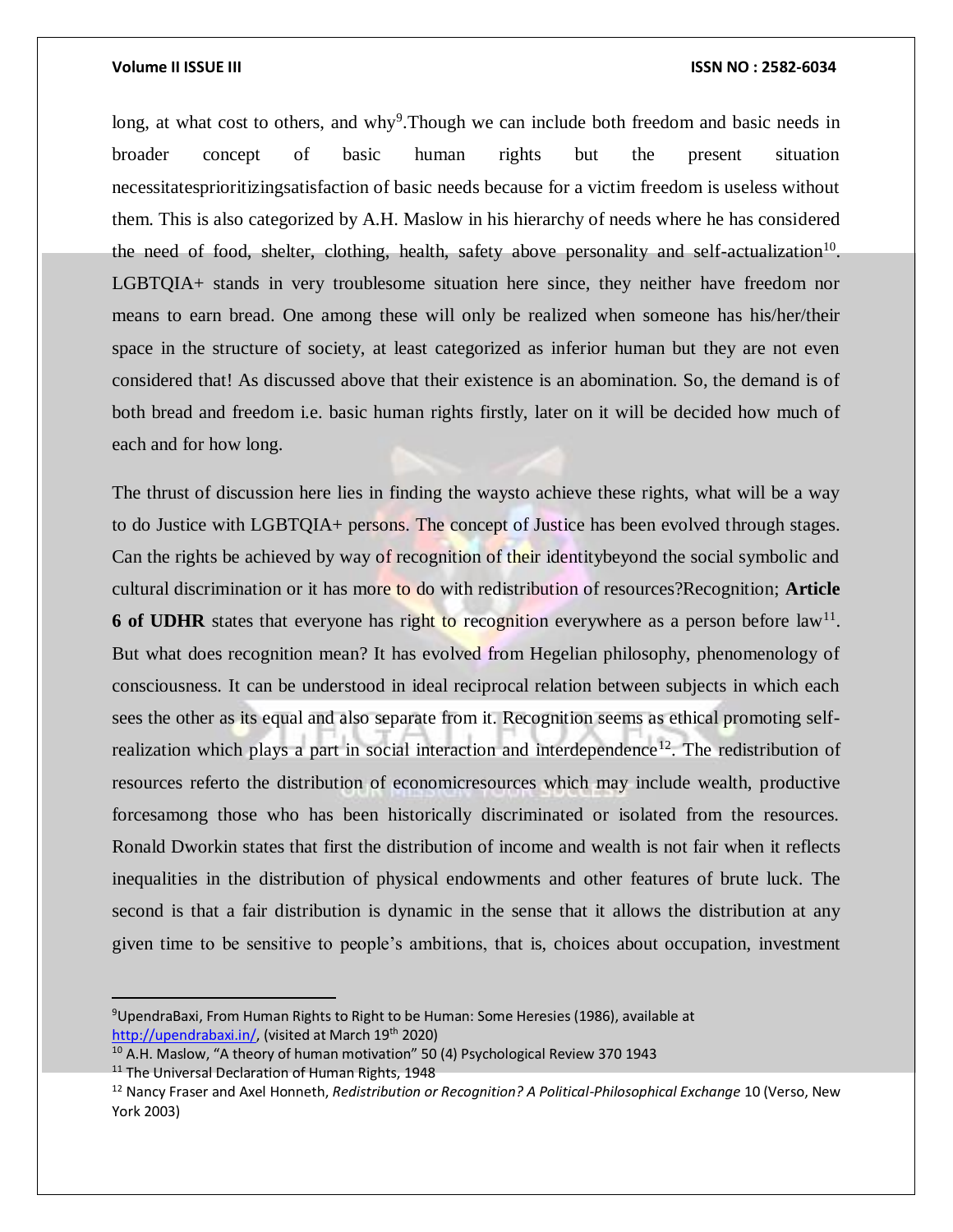long, at what cost to others, and why[9].Though we can include both freedom and basic needs in broader concept of basic human rights but the present situation necessitatesprioritizingsatisfaction of basic needs because for a victim freedom is useless without them. This is also categorized by A.H. Maslow in his hierarchy of needs where he has considered the need of food, shelter, clothing, health, safety above personality and self-actualization[10]. LGBTQIA+ stands in very troublesome situation here since, they neither have freedom nor means to earn bread. One among these will only be realized when someone has his/her/their space in the structure of society, at least categorized as inferior human but they are not even considered that! As discussed above that their existence is an abomination. So, the demand is of both bread and freedom i.e. basic human rights firstly, later on it will be decided how much of each and for how long.

The thrust of discussion here lies in finding the waysto achieve these rights, what will be a way to do Justice with LGBTQIA+ persons. The concept of Justice has been evolved through stages. Can the rights be achieved by way of recognition of their identitybeyond the social symbolic and cultural discrimination or it has more to do with redistribution of resources?Recognition; **Article 6 of UDHR** states that everyone has right to recognition everywhere as a person before law[11]. But what does recognition mean? It has evolved from Hegelian philosophy, phenomenology of consciousness. It can be understood in ideal reciprocal relation between subjects in which each sees the other as its equal and also separate from it. Recognition seems as ethical promoting self-realization which plays a part in social interaction and interdependence[12]. The redistribution of resources referto the distribution of economicresources which may include wealth, productive forcesamong those who has been historically discriminated or isolated from the resources. Ronald Dworkin states that first the distribution of income and wealth is not fair when it reflects inequalities in the distribution of physical endowments and other features of brute luck. The second is that a fair distribution is dynamic in the sense that it allows the distribution at any given time to be sensitive to people's ambitions, that is, choices about occupation, investment

---

[9] UpendraBaxi, From Human Rights to Right to be Human: Some Heresies (1986), available at http://upendrabaxi.in/, (visited at March 19th 2020)

[10] A.H. Maslow, "A theory of human motivation" 50 (4) Psychological Review 370 1943

[11] The Universal Declaration of Human Rights, 1948

[12] Nancy Fraser and Axel Honneth, *Redistribution or Recognition? A Political-Philosophical Exchange* 10 (Verso, New York 2003)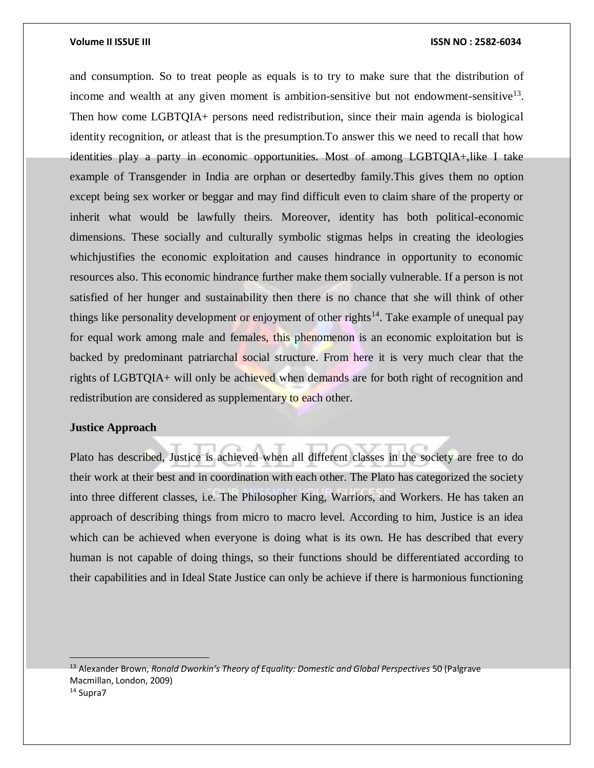and consumption. So to treat people as equals is to try to make sure that the distribution of income and wealth at any given moment is ambition-sensitive but not endowment-sensitive[13]. Then how come LGBTQIA+ persons need redistribution, since their main agenda is biological identity recognition, or atleast that is the presumption.To answer this we need to recall that how identities play a party in economic opportunities. Most of among LGBTQIA+,like I take example of Transgender in India are orphan or desertedby family.This gives them no option except being sex worker or beggar and may find difficult even to claim share of the property or inherit what would be lawfully theirs. Moreover, identity has both political-economic dimensions. These socially and culturally symbolic stigmas helps in creating the ideologies whichjustifies the economic exploitation and causes hindrance in opportunity to economic resources also. This economic hindrance further make them socially vulnerable. If a person is not satisfied of her hunger and sustainability then there is no chance that she will think of other things like personality development or enjoyment of other rights[14]. Take example of unequal pay for equal work among male and females, this phenomenon is an economic exploitation but is backed by predominant patriarchal social structure. From here it is very much clear that the rights of LGBTQIA+ will only be achieved when demands are for both right of recognition and redistribution are considered as supplementary to each other.

**Justice Approach**

Plato has described, Justice is achieved when all different classes in the society are free to do their work at their best and in coordination with each other. The Plato has categorized the society into three different classes, i.e. The Philosopher King, Warriors, and Workers. He has taken an approach of describing things from micro to macro level. According to him, Justice is an idea which can be achieved when everyone is doing what is its own. He has described that every human is not capable of doing things, so their functions should be differentiated according to their capabilities and in Ideal State Justice can only be achieve if there is harmonious functioning

---

[13] Alexander Brown, *Ronald Dworkin's Theory of Equality: Domestic and Global Perspectives* 50 (Palgrave Macmillan, London, 2009)

[14] Supra7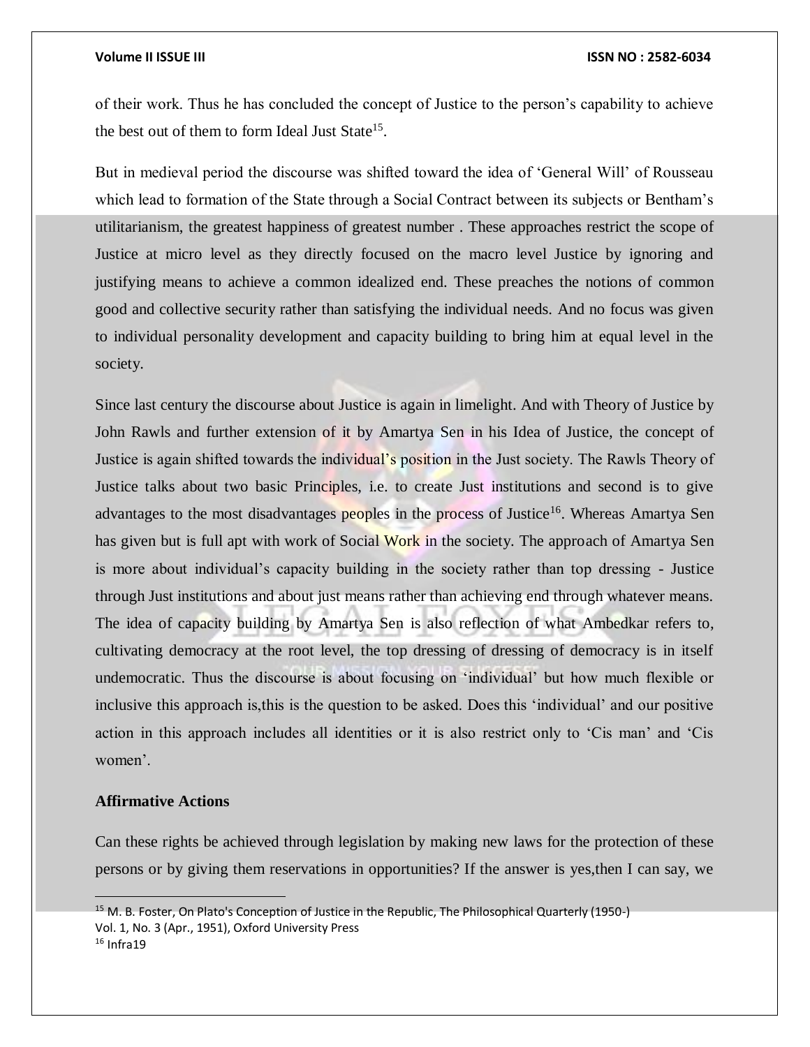of their work. Thus he has concluded the concept of Justice to the person's capability to achieve the best out of them to form Ideal Just State[15].

But in medieval period the discourse was shifted toward the idea of 'General Will' of Rousseau which lead to formation of the State through a Social Contract between its subjects or Bentham's utilitarianism, the greatest happiness of greatest number . These approaches restrict the scope of Justice at micro level as they directly focused on the macro level Justice by ignoring and justifying means to achieve a common idealized end. These preaches the notions of common good and collective security rather than satisfying the individual needs. And no focus was given to individual personality development and capacity building to bring him at equal level in the society.

Since last century the discourse about Justice is again in limelight. And with Theory of Justice by John Rawls and further extension of it by Amartya Sen in his Idea of Justice, the concept of Justice is again shifted towards the individual's position in the Just society. The Rawls Theory of Justice talks about two basic Principles, i.e. to create Just institutions and second is to give advantages to the most disadvantages peoples in the process of Justice[16]. Whereas Amartya Sen has given but is full apt with work of Social Work in the society. The approach of Amartya Sen is more about individual's capacity building in the society rather than top dressing - Justice through Just institutions and about just means rather than achieving end through whatever means. The idea of capacity building by Amartya Sen is also reflection of what Ambedkar refers to, cultivating democracy at the root level, the top dressing of dressing of democracy is in itself undemocratic. Thus the discourse is about focusing on 'individual' but how much flexible or inclusive this approach is,this is the question to be asked. Does this 'individual' and our positive action in this approach includes all identities or it is also restrict only to 'Cis man' and 'Cis women'.

**Affirmative Actions**

Can these rights be achieved through legislation by making new laws for the protection of these persons or by giving them reservations in opportunities? If the answer is yes,then I can say, we

---

[15] M. B. Foster, On Plato's Conception of Justice in the Republic, The Philosophical Quarterly (1950-) Vol. 1, No. 3 (Apr., 1951), Oxford University Press

[16] Infra19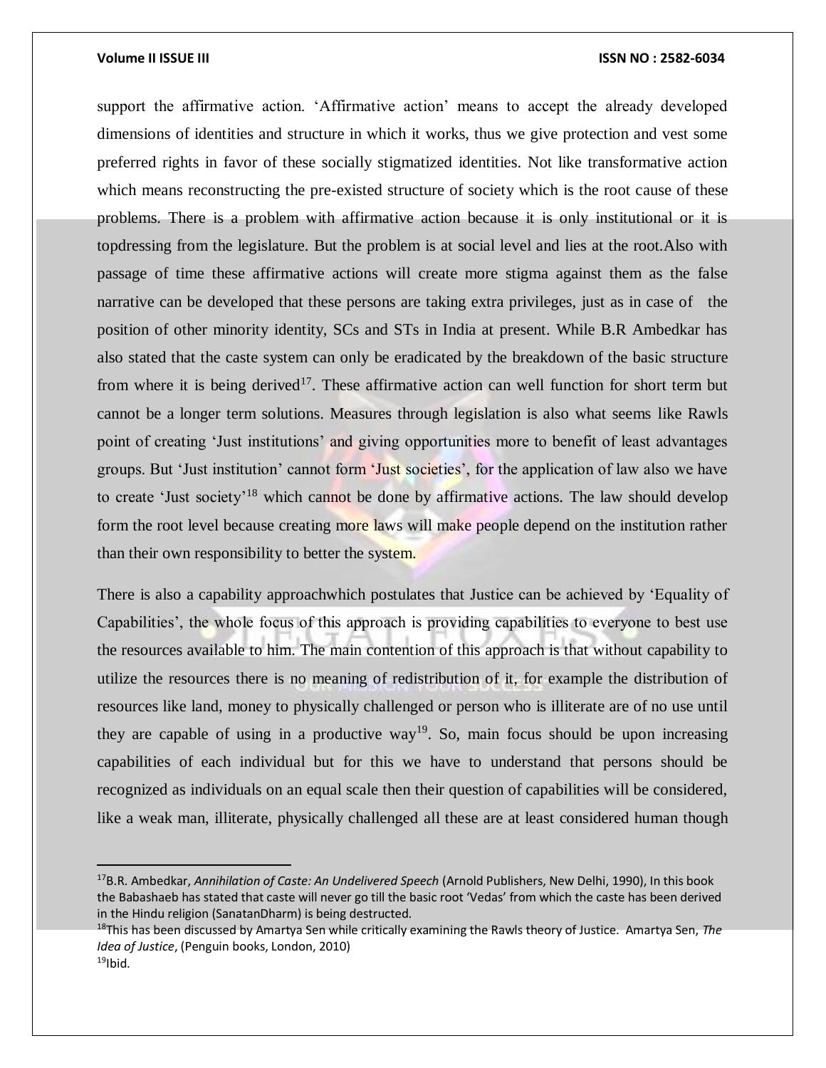support the affirmative action. 'Affirmative action' means to accept the already developed dimensions of identities and structure in which it works, thus we give protection and vest some preferred rights in favor of these socially stigmatized identities. Not like transformative action which means reconstructing the pre-existed structure of society which is the root cause of these problems. There is a problem with affirmative action because it is only institutional or it is topdressing from the legislature. But the problem is at social level and lies at the root.Also with passage of time these affirmative actions will create more stigma against them as the false narrative can be developed that these persons are taking extra privileges, just as in case of the position of other minority identity, SCs and STs in India at present. While B.R Ambedkar has also stated that the caste system can only be eradicated by the breakdown of the basic structure from where it is being derived[17]. These affirmative action can well function for short term but cannot be a longer term solutions. Measures through legislation is also what seems like Rawls point of creating 'Just institutions' and giving opportunities more to benefit of least advantages groups. But 'Just institution' cannot form 'Just societies', for the application of law also we have to create 'Just society'[18] which cannot be done by affirmative actions. The law should develop form the root level because creating more laws will make people depend on the institution rather than their own responsibility to better the system.

There is also a capability approachwhich postulates that Justice can be achieved by 'Equality of Capabilities', the whole focus of this approach is providing capabilities to everyone to best use the resources available to him. The main contention of this approach is that without capability to utilize the resources there is no meaning of redistribution of it, for example the distribution of resources like land, money to physically challenged or person who is illiterate are of no use until they are capable of using in a productive way[19]. So, main focus should be upon increasing capabilities of each individual but for this we have to understand that persons should be recognized as individuals on an equal scale then their question of capabilities will be considered, like a weak man, illiterate, physically challenged all these are at least considered human though

---

[17]B.R. Ambedkar, *Annihilation of Caste: An Undelivered Speech* (Arnold Publishers, New Delhi, 1990), In this book the Babashaeb has stated that caste will never go till the basic root 'Vedas' from which the caste has been derived in the Hindu religion (SanatanDharm) is being destructed.

[18]This has been discussed by Amartya Sen while critically examining the Rawls theory of Justice. Amartya Sen, *The Idea of Justice*, (Penguin books, London, 2010)

[19]Ibid.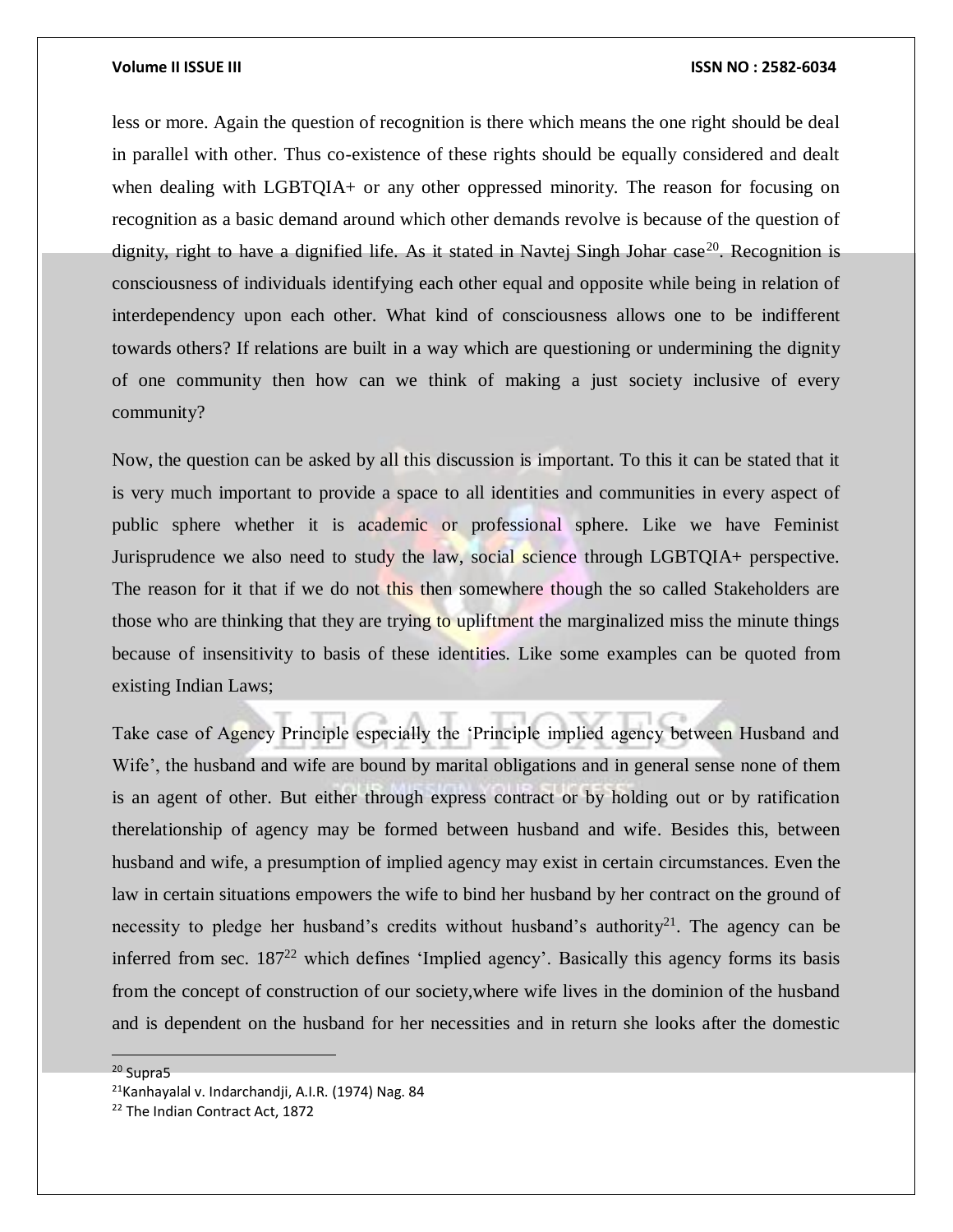less or more. Again the question of recognition is there which means the one right should be deal in parallel with other. Thus co-existence of these rights should be equally considered and dealt when dealing with LGBTQIA+ or any other oppressed minority. The reason for focusing on recognition as a basic demand around which other demands revolve is because of the question of dignity, right to have a dignified life. As it stated in Navtej Singh Johar case[20]. Recognition is consciousness of individuals identifying each other equal and opposite while being in relation of interdependency upon each other. What kind of consciousness allows one to be indifferent towards others? If relations are built in a way which are questioning or undermining the dignity of one community then how can we think of making a just society inclusive of every community?

Now, the question can be asked by all this discussion is important. To this it can be stated that it is very much important to provide a space to all identities and communities in every aspect of public sphere whether it is academic or professional sphere. Like we have Feminist Jurisprudence we also need to study the law, social science through LGBTQIA+ perspective. The reason for it that if we do not this then somewhere though the so called Stakeholders are those who are thinking that they are trying to upliftment the marginalized miss the minute things because of insensitivity to basis of these identities. Like some examples can be quoted from existing Indian Laws;

Take case of Agency Principle especially the 'Principle implied agency between Husband and Wife', the husband and wife are bound by marital obligations and in general sense none of them is an agent of other. But either through express contract or by holding out or by ratification therelationship of agency may be formed between husband and wife. Besides this, between husband and wife, a presumption of implied agency may exist in certain circumstances. Even the law in certain situations empowers the wife to bind her husband by her contract on the ground of necessity to pledge her husband's credits without husband's authority[21]. The agency can be inferred from sec. 187[22] which defines 'Implied agency'. Basically this agency forms its basis from the concept of construction of our society,where wife lives in the dominion of the husband and is dependent on the husband for her necessities and in return she looks after the domestic

---

[20] Supra5

[21] Kanhayalal v. Indarchandji, A.I.R. (1974) Nag. 84

[22] The Indian Contract Act, 1872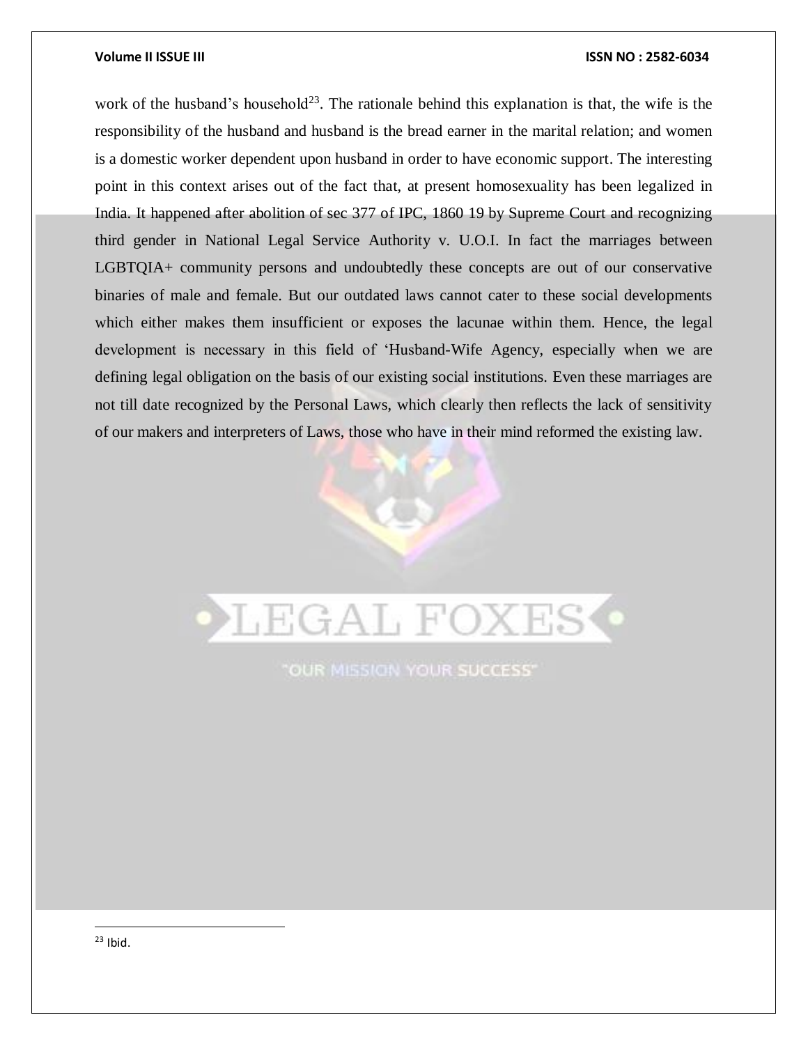work of the husband's household[23]. The rationale behind this explanation is that, the wife is the responsibility of the husband and husband is the bread earner in the marital relation; and women is a domestic worker dependent upon husband in order to have economic support. The interesting point in this context arises out of the fact that, at present homosexuality has been legalized in India. It happened after abolition of sec 377 of IPC, 1860 19 by Supreme Court and recognizing third gender in National Legal Service Authority v. U.O.I. In fact the marriages between LGBTQIA+ community persons and undoubtedly these concepts are out of our conservative binaries of male and female. But our outdated laws cannot cater to these social developments which either makes them insufficient or exposes the lacunae within them. Hence, the legal development is necessary in this field of 'Husband-Wife Agency, especially when we are defining legal obligation on the basis of our existing social institutions. Even these marriages are not till date recognized by the Personal Laws, which clearly then reflects the lack of sensitivity of our makers and interpreters of Laws, those who have in their mind reformed the existing law.

[23] Ibid.